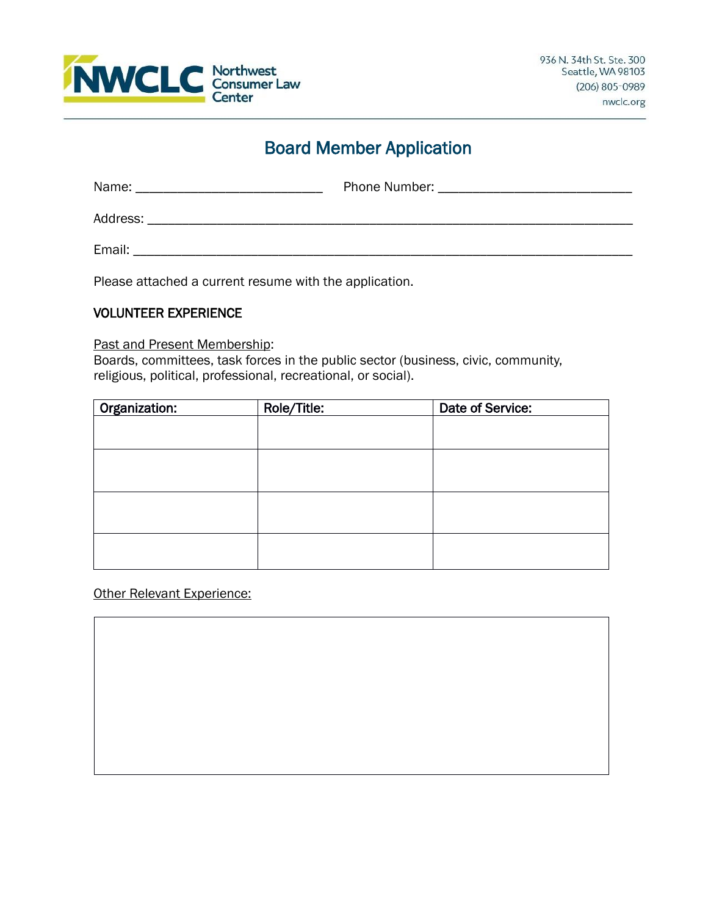NWCLC Northwest Consumer Law Center

936 N. 34th St. Ste. 300
Seattle, WA 98103
(206) 805-0989
nwclc.org

# Board Member Application

Name: ___________________________ Phone Number: ____________________________

Address: ______________________________________________________________________

Email: ________________________________________________________________________

Please attached a current resume with the application.

**VOLUNTEER EXPERIENCE**

Past and Present Membership:
Boards, committees, task forces in the public sector (business, civic, community, religious, political, professional, recreational, or social).

| Organization: | Role/Title: | Date of Service: |
|---|---|---|
| | | |
| | | |
| | | |
| | | |

Other Relevant Experience:

| |
|---|
| |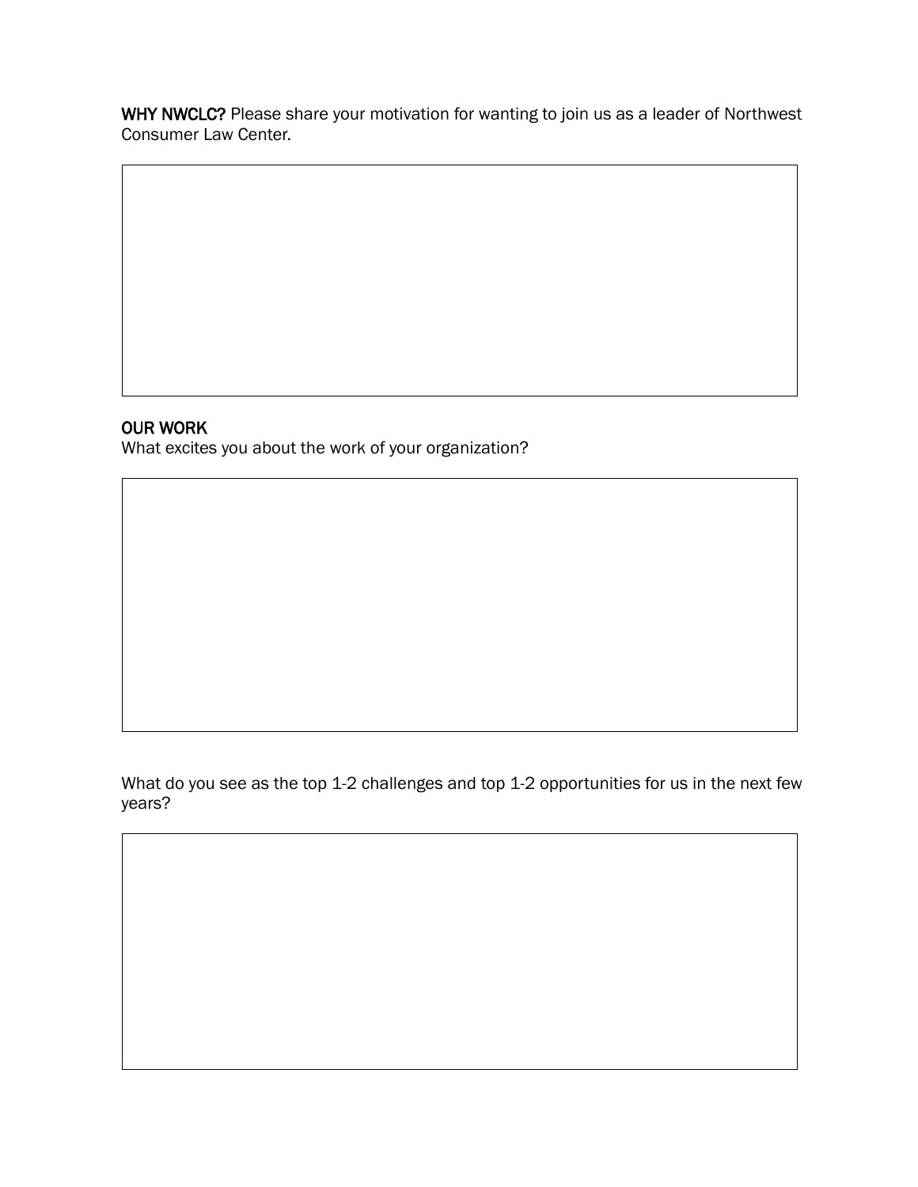**WHY NWCLC?** Please share your motivation for wanting to join us as a leader of Northwest Consumer Law Center.

## OUR WORK

What excites you about the work of your organization?

What do you see as the top 1-2 challenges and top 1-2 opportunities for us in the next few years?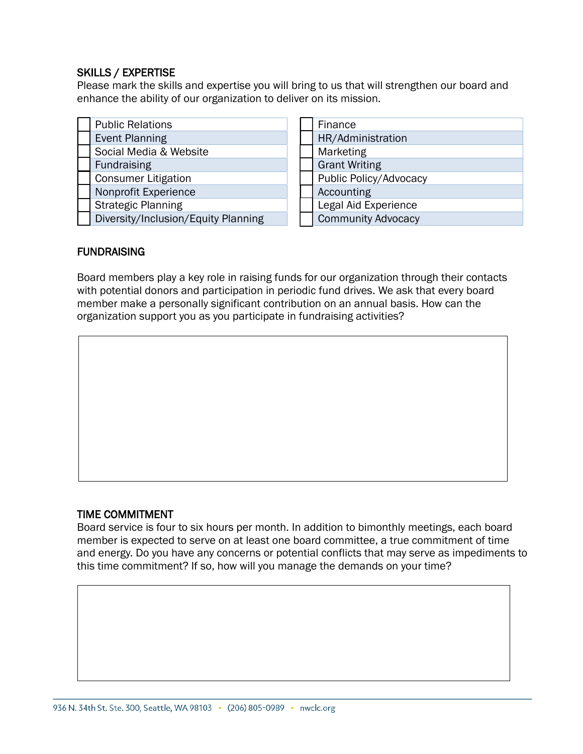## SKILLS / EXPERTISE

Please mark the skills and expertise you will bring to us that will strengthen our board and enhance the ability of our organization to deliver on its mission.

| | | | |
|---|---|---|---|
| ☐ | Public Relations | ☐ | Finance |
| ☐ | Event Planning | ☐ | HR/Administration |
| ☐ | Social Media & Website | ☐ | Marketing |
| ☐ | Fundraising | ☐ | Grant Writing |
| ☐ | Consumer Litigation | ☐ | Public Policy/Advocacy |
| ☐ | Nonprofit Experience | ☐ | Accounting |
| ☐ | Strategic Planning | ☐ | Legal Aid Experience |
| ☐ | Diversity/Inclusion/Equity Planning | ☐ | Community Advocacy |

## FUNDRAISING

Board members play a key role in raising funds for our organization through their contacts with potential donors and participation in periodic fund drives. We ask that every board member make a personally significant contribution on an annual basis. How can the organization support you as you participate in fundraising activities?

## TIME COMMITMENT

Board service is four to six hours per month. In addition to bimonthly meetings, each board member is expected to serve on at least one board committee, a true commitment of time and energy. Do you have any concerns or potential conflicts that may serve as impediments to this time commitment? If so, how will you manage the demands on your time?

936 N. 34th St. Ste. 300, Seattle, WA 98103 • (206) 805-0989 • nwclc.org